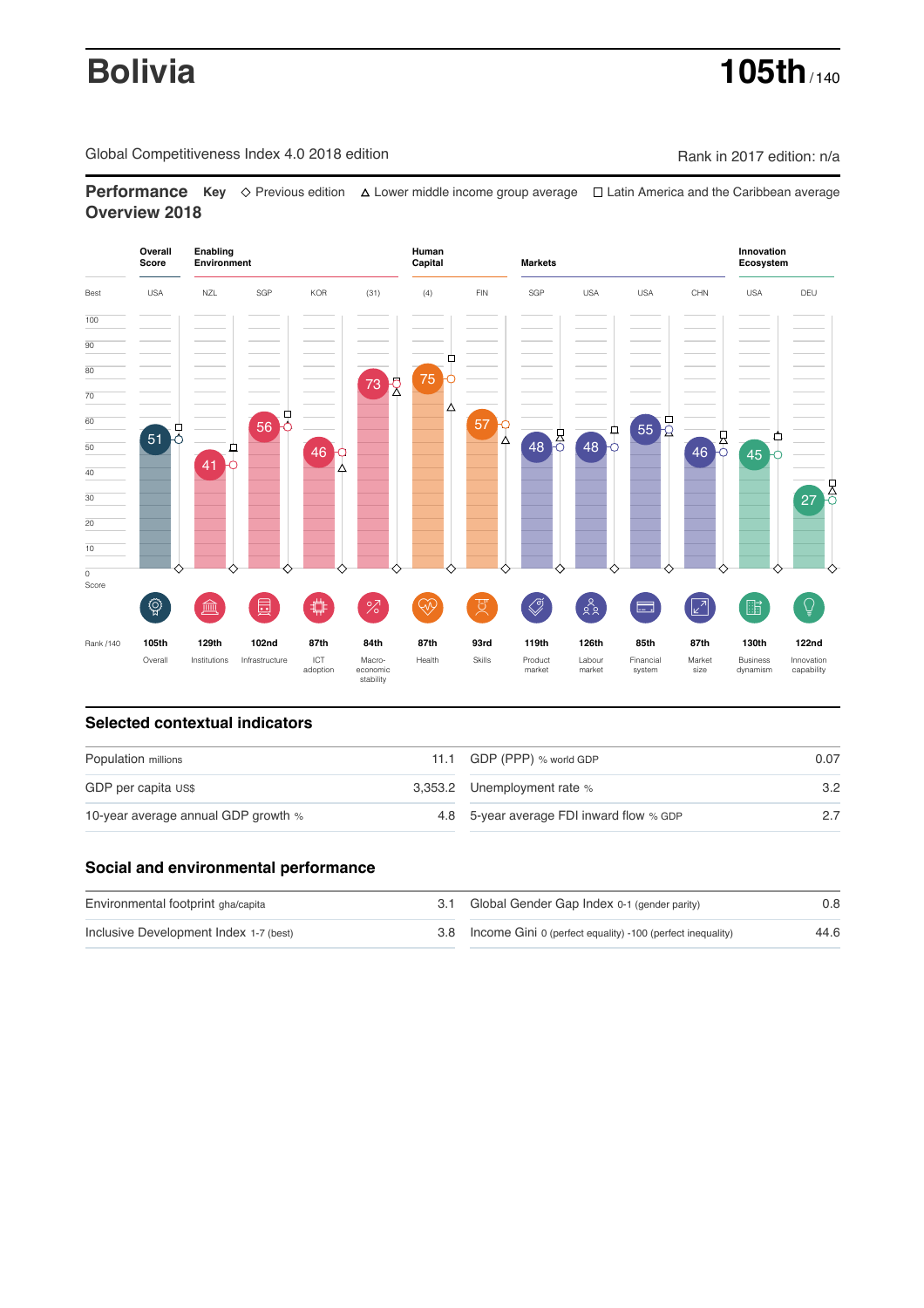# Bolivia

**105th** / 140

Global Competitiveness Index 4.0 2018 edition

Rank in 2017 edition: n/a

## Performance Overview 2018

**Key** ◇ Previous edition △ Lower middle income group average □ Latin America and the Caribbean average

| | Overall Score | Enabling Environment | | | | Human Capital | | Markets | | | | Innovation Ecosystem | |
|---|---|---|---|---|---|---|---|---|---|---|---|---|---|
| Best | USA | NZL | SGP | KOR | (31) | (4) | FIN | SGP | USA | USA | CHN | USA | DEU |
| Score | 51 | 41 | 56 | 46 | 73 | 75 | 57 | 48 | 48 | 55 | 46 | 45 | 27 |
| Rank /140 | 105th | 129th | 102nd | 87th | 84th | 87th | 93rd | 119th | 126th | 85th | 87th | 130th | 122nd |
| | Overall | Institutions | Infrastructure | ICT adoption | Macro-economic stability | Health | Skills | Product market | Labour market | Financial system | Market size | Business dynamism | Innovation capability |

## Selected contextual indicators

| | | | |
|---|---|---|---|
| Population millions | 11.1 | GDP (PPP) % world GDP | 0.07 |
| GDP per capita US$ | 3,353.2 | Unemployment rate % | 3.2 |
| 10-year average annual GDP growth % | 4.8 | 5-year average FDI inward flow % GDP | 2.7 |

## Social and environmental performance

| | | | |
|---|---|---|---|
| Environmental footprint gha/capita | 3.1 | Global Gender Gap Index 0-1 (gender parity) | 0.8 |
| Inclusive Development Index 1-7 (best) | 3.8 | Income Gini 0 (perfect equality) -100 (perfect inequality) | 44.6 |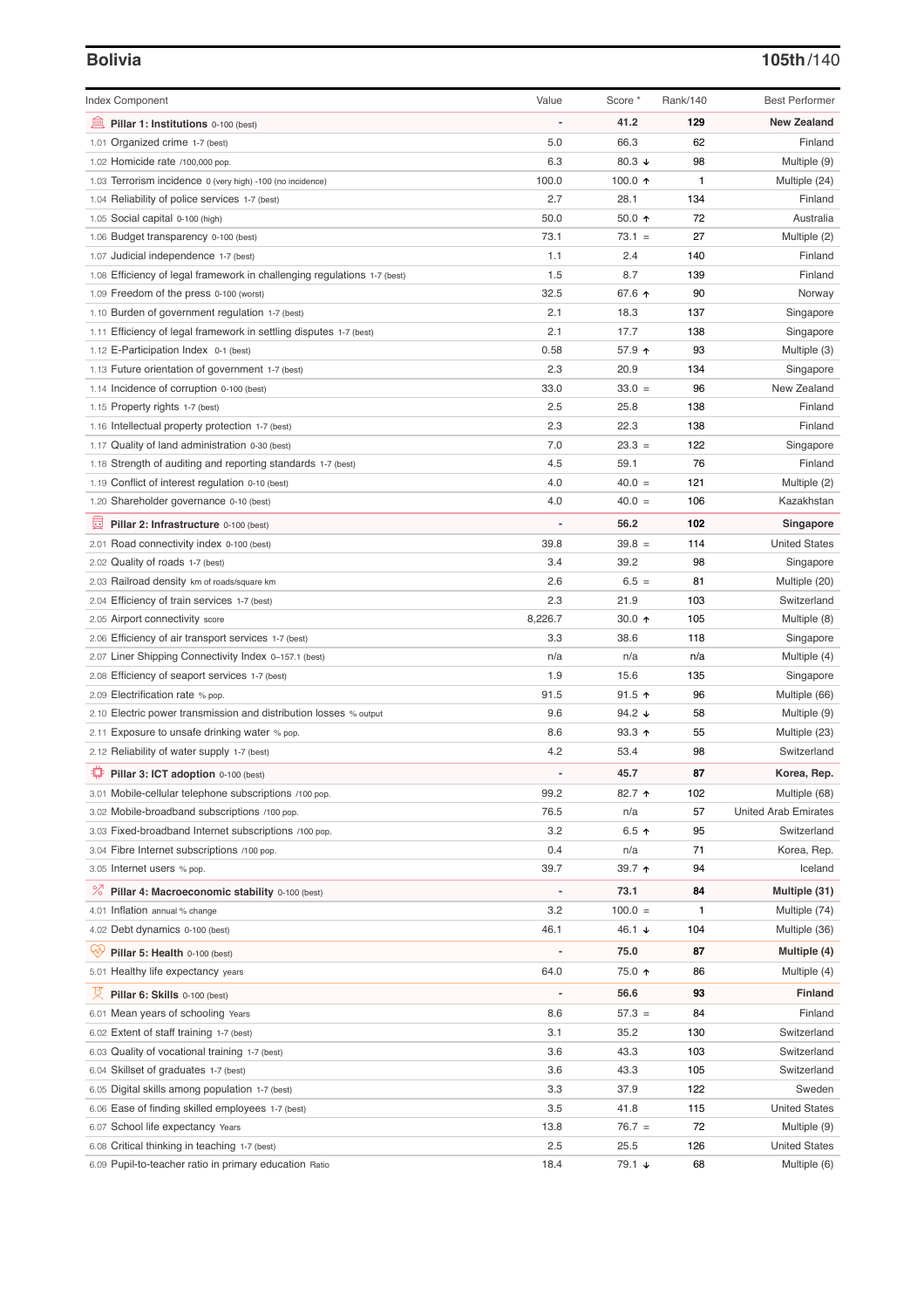## Bolivia

**105th**/140

| Index Component | Value | Score * | Rank/140 | Best Performer |
|---|---|---|---|---|
| **Pillar 1: Institutions** 0-100 (best) | - | **41.2** | **129** | **New Zealand** |
| 1.01 Organized crime 1-7 (best) | 5.0 | 66.3 | 62 | Finland |
| 1.02 Homicide rate /100,000 pop. | 6.3 | 80.3 ↓ | 98 | Multiple (9) |
| 1.03 Terrorism incidence 0 (very high) -100 (no incidence) | 100.0 | 100.0 ↑ | 1 | Multiple (24) |
| 1.04 Reliability of police services 1-7 (best) | 2.7 | 28.1 | 134 | Finland |
| 1.05 Social capital 0-100 (high) | 50.0 | 50.0 ↑ | 72 | Australia |
| 1.06 Budget transparency 0-100 (best) | 73.1 | 73.1 = | 27 | Multiple (2) |
| 1.07 Judicial independence 1-7 (best) | 1.1 | 2.4 | 140 | Finland |
| 1.08 Efficiency of legal framework in challenging regulations 1-7 (best) | 1.5 | 8.7 | 139 | Finland |
| 1.09 Freedom of the press 0-100 (worst) | 32.5 | 67.6 ↑ | 90 | Norway |
| 1.10 Burden of government regulation 1-7 (best) | 2.1 | 18.3 | 137 | Singapore |
| 1.11 Efficiency of legal framework in settling disputes 1-7 (best) | 2.1 | 17.7 | 138 | Singapore |
| 1.12 E-Participation Index 0-1 (best) | 0.58 | 57.9 ↑ | 93 | Multiple (3) |
| 1.13 Future orientation of government 1-7 (best) | 2.3 | 20.9 | 134 | Singapore |
| 1.14 Incidence of corruption 0-100 (best) | 33.0 | 33.0 = | 96 | New Zealand |
| 1.15 Property rights 1-7 (best) | 2.5 | 25.8 | 138 | Finland |
| 1.16 Intellectual property protection 1-7 (best) | 2.3 | 22.3 | 138 | Finland |
| 1.17 Quality of land administration 0-30 (best) | 7.0 | 23.3 = | 122 | Singapore |
| 1.18 Strength of auditing and reporting standards 1-7 (best) | 4.5 | 59.1 | 76 | Finland |
| 1.19 Conflict of interest regulation 0-10 (best) | 4.0 | 40.0 = | 121 | Multiple (2) |
| 1.20 Shareholder governance 0-10 (best) | 4.0 | 40.0 = | 106 | Kazakhstan |
| **Pillar 2: Infrastructure** 0-100 (best) | - | **56.2** | **102** | **Singapore** |
| 2.01 Road connectivity index 0-100 (best) | 39.8 | 39.8 = | 114 | United States |
| 2.02 Quality of roads 1-7 (best) | 3.4 | 39.2 | 98 | Singapore |
| 2.03 Railroad density km of roads/square km | 2.6 | 6.5 = | 81 | Multiple (20) |
| 2.04 Efficiency of train services 1-7 (best) | 2.3 | 21.9 | 103 | Switzerland |
| 2.05 Airport connectivity score | 8,226.7 | 30.0 ↑ | 105 | Multiple (8) |
| 2.06 Efficiency of air transport services 1-7 (best) | 3.3 | 38.6 | 118 | Singapore |
| 2.07 Liner Shipping Connectivity Index 0–157.1 (best) | n/a | n/a | n/a | Multiple (4) |
| 2.08 Efficiency of seaport services 1-7 (best) | 1.9 | 15.6 | 135 | Singapore |
| 2.09 Electrification rate % pop. | 91.5 | 91.5 ↑ | 96 | Multiple (66) |
| 2.10 Electric power transmission and distribution losses % output | 9.6 | 94.2 ↓ | 58 | Multiple (9) |
| 2.11 Exposure to unsafe drinking water % pop. | 8.6 | 93.3 ↑ | 55 | Multiple (23) |
| 2.12 Reliability of water supply 1-7 (best) | 4.2 | 53.4 | 98 | Switzerland |
| **Pillar 3: ICT adoption** 0-100 (best) | - | **45.7** | **87** | **Korea, Rep.** |
| 3.01 Mobile-cellular telephone subscriptions /100 pop. | 99.2 | 82.7 ↑ | 102 | Multiple (68) |
| 3.02 Mobile-broadband subscriptions /100 pop. | 76.5 | n/a | 57 | United Arab Emirates |
| 3.03 Fixed-broadband Internet subscriptions /100 pop. | 3.2 | 6.5 ↑ | 95 | Switzerland |
| 3.04 Fibre Internet subscriptions /100 pop. | 0.4 | n/a | 71 | Korea, Rep. |
| 3.05 Internet users % pop. | 39.7 | 39.7 ↑ | 94 | Iceland |
| **Pillar 4: Macroeconomic stability** 0-100 (best) | - | **73.1** | **84** | **Multiple (31)** |
| 4.01 Inflation annual % change | 3.2 | 100.0 = | 1 | Multiple (74) |
| 4.02 Debt dynamics 0-100 (best) | 46.1 | 46.1 ↓ | 104 | Multiple (36) |
| **Pillar 5: Health** 0-100 (best) | - | **75.0** | **87** | **Multiple (4)** |
| 5.01 Healthy life expectancy years | 64.0 | 75.0 ↑ | 86 | Multiple (4) |
| **Pillar 6: Skills** 0-100 (best) | - | **56.6** | **93** | **Finland** |
| 6.01 Mean years of schooling Years | 8.6 | 57.3 = | 84 | Finland |
| 6.02 Extent of staff training 1-7 (best) | 3.1 | 35.2 | 130 | Switzerland |
| 6.03 Quality of vocational training 1-7 (best) | 3.6 | 43.3 | 103 | Switzerland |
| 6.04 Skillset of graduates 1-7 (best) | 3.6 | 43.3 | 105 | Switzerland |
| 6.05 Digital skills among population 1-7 (best) | 3.3 | 37.9 | 122 | Sweden |
| 6.06 Ease of finding skilled employees 1-7 (best) | 3.5 | 41.8 | 115 | United States |
| 6.07 School life expectancy Years | 13.8 | 76.7 = | 72 | Multiple (9) |
| 6.08 Critical thinking in teaching 1-7 (best) | 2.5 | 25.5 | 126 | United States |
| 6.09 Pupil-to-teacher ratio in primary education Ratio | 18.4 | 79.1 ↓ | 68 | Multiple (6) |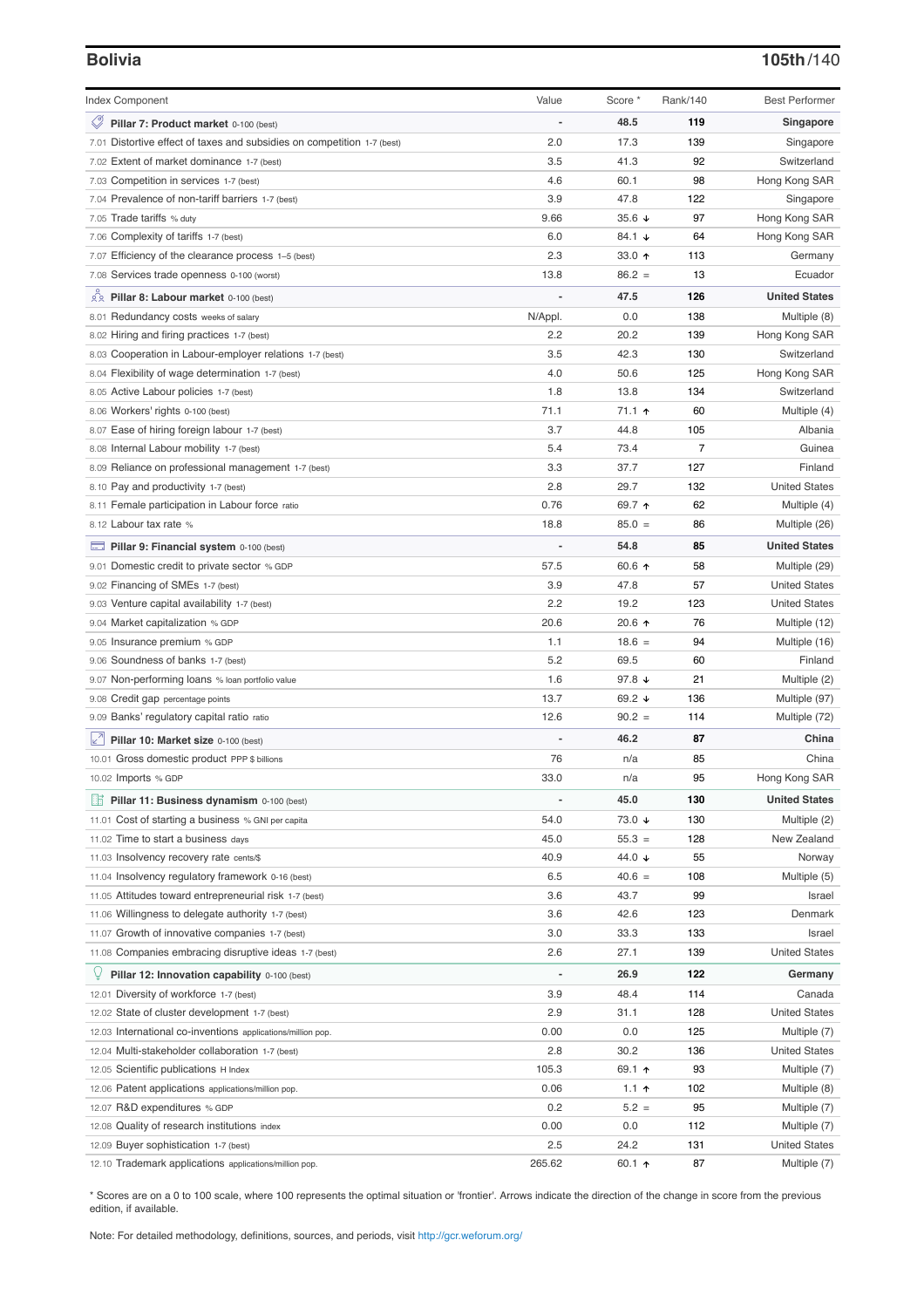## Bolivia

**105th**/140

| Index Component | Value | Score * | Rank/140 | Best Performer |
|---|---|---|---|---|
| **Pillar 7: Product market** 0-100 (best) | - | **48.5** | **119** | **Singapore** |
| 7.01 Distortive effect of taxes and subsidies on competition 1-7 (best) | 2.0 | 17.3 | 139 | Singapore |
| 7.02 Extent of market dominance 1-7 (best) | 3.5 | 41.3 | 92 | Switzerland |
| 7.03 Competition in services 1-7 (best) | 4.6 | 60.1 | 98 | Hong Kong SAR |
| 7.04 Prevalence of non-tariff barriers 1-7 (best) | 3.9 | 47.8 | 122 | Singapore |
| 7.05 Trade tariffs % duty | 9.66 | 35.6 ↓ | 97 | Hong Kong SAR |
| 7.06 Complexity of tariffs 1-7 (best) | 6.0 | 84.1 ↓ | 64 | Hong Kong SAR |
| 7.07 Efficiency of the clearance process 1–5 (best) | 2.3 | 33.0 ↑ | 113 | Germany |
| 7.08 Services trade openness 0-100 (worst) | 13.8 | 86.2 = | 13 | Ecuador |
| **Pillar 8: Labour market** 0-100 (best) | - | **47.5** | **126** | **United States** |
| 8.01 Redundancy costs weeks of salary | N/Appl. | 0.0 | 138 | Multiple (8) |
| 8.02 Hiring and firing practices 1-7 (best) | 2.2 | 20.2 | 139 | Hong Kong SAR |
| 8.03 Cooperation in Labour-employer relations 1-7 (best) | 3.5 | 42.3 | 130 | Switzerland |
| 8.04 Flexibility of wage determination 1-7 (best) | 4.0 | 50.6 | 125 | Hong Kong SAR |
| 8.05 Active Labour policies 1-7 (best) | 1.8 | 13.8 | 134 | Switzerland |
| 8.06 Workers' rights 0-100 (best) | 71.1 | 71.1 ↑ | 60 | Multiple (4) |
| 8.07 Ease of hiring foreign labour 1-7 (best) | 3.7 | 44.8 | 105 | Albania |
| 8.08 Internal Labour mobility 1-7 (best) | 5.4 | 73.4 | 7 | Guinea |
| 8.09 Reliance on professional management 1-7 (best) | 3.3 | 37.7 | 127 | Finland |
| 8.10 Pay and productivity 1-7 (best) | 2.8 | 29.7 | 132 | United States |
| 8.11 Female participation in Labour force ratio | 0.76 | 69.7 ↑ | 62 | Multiple (4) |
| 8.12 Labour tax rate % | 18.8 | 85.0 = | 86 | Multiple (26) |
| **Pillar 9: Financial system** 0-100 (best) | - | **54.8** | **85** | **United States** |
| 9.01 Domestic credit to private sector % GDP | 57.5 | 60.6 ↑ | 58 | Multiple (29) |
| 9.02 Financing of SMEs 1-7 (best) | 3.9 | 47.8 | 57 | United States |
| 9.03 Venture capital availability 1-7 (best) | 2.2 | 19.2 | 123 | United States |
| 9.04 Market capitalization % GDP | 20.6 | 20.6 ↑ | 76 | Multiple (12) |
| 9.05 Insurance premium % GDP | 1.1 | 18.6 = | 94 | Multiple (16) |
| 9.06 Soundness of banks 1-7 (best) | 5.2 | 69.5 | 60 | Finland |
| 9.07 Non-performing loans % loan portfolio value | 1.6 | 97.8 ↓ | 21 | Multiple (2) |
| 9.08 Credit gap percentage points | 13.7 | 69.2 ↓ | 136 | Multiple (97) |
| 9.09 Banks' regulatory capital ratio ratio | 12.6 | 90.2 = | 114 | Multiple (72) |
| **Pillar 10: Market size** 0-100 (best) | - | **46.2** | **87** | **China** |
| 10.01 Gross domestic product PPP $ billions | 76 | n/a | 85 | China |
| 10.02 Imports % GDP | 33.0 | n/a | 95 | Hong Kong SAR |
| **Pillar 11: Business dynamism** 0-100 (best) | - | **45.0** | **130** | **United States** |
| 11.01 Cost of starting a business % GNI per capita | 54.0 | 73.0 ↓ | 130 | Multiple (2) |
| 11.02 Time to start a business days | 45.0 | 55.3 = | 128 | New Zealand |
| 11.03 Insolvency recovery rate cents/$ | 40.9 | 44.0 ↓ | 55 | Norway |
| 11.04 Insolvency regulatory framework 0-16 (best) | 6.5 | 40.6 = | 108 | Multiple (5) |
| 11.05 Attitudes toward entrepreneurial risk 1-7 (best) | 3.6 | 43.7 | 99 | Israel |
| 11.06 Willingness to delegate authority 1-7 (best) | 3.6 | 42.6 | 123 | Denmark |
| 11.07 Growth of innovative companies 1-7 (best) | 3.0 | 33.3 | 133 | Israel |
| 11.08 Companies embracing disruptive ideas 1-7 (best) | 2.6 | 27.1 | 139 | United States |
| **Pillar 12: Innovation capability** 0-100 (best) | - | **26.9** | **122** | **Germany** |
| 12.01 Diversity of workforce 1-7 (best) | 3.9 | 48.4 | 114 | Canada |
| 12.02 State of cluster development 1-7 (best) | 2.9 | 31.1 | 128 | United States |
| 12.03 International co-inventions applications/million pop. | 0.00 | 0.0 | 125 | Multiple (7) |
| 12.04 Multi-stakeholder collaboration 1-7 (best) | 2.8 | 30.2 | 136 | United States |
| 12.05 Scientific publications H Index | 105.3 | 69.1 ↑ | 93 | Multiple (7) |
| 12.06 Patent applications applications/million pop. | 0.06 | 1.1 ↑ | 102 | Multiple (8) |
| 12.07 R&D expenditures % GDP | 0.2 | 5.2 = | 95 | Multiple (7) |
| 12.08 Quality of research institutions index | 0.00 | 0.0 | 112 | Multiple (7) |
| 12.09 Buyer sophistication 1-7 (best) | 2.5 | 24.2 | 131 | United States |
| 12.10 Trademark applications applications/million pop. | 265.62 | 60.1 ↑ | 87 | Multiple (7) |

* Scores are on a 0 to 100 scale, where 100 represents the optimal situation or 'frontier'. Arrows indicate the direction of the change in score from the previous edition, if available.

Note: For detailed methodology, definitions, sources, and periods, visit http://gcr.weforum.org/